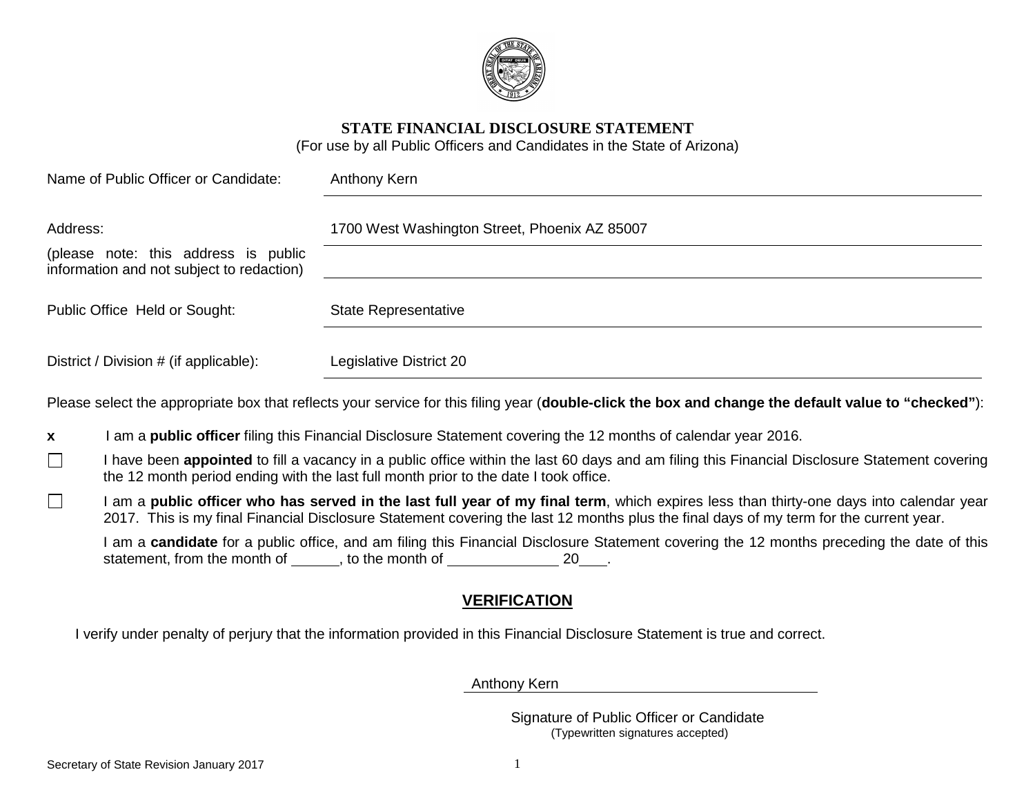# STATE FINANCIAL DISCLOSURE STATEMENT

(For use by all Public Officers and Candidates in the State of Arizona)

Name of Public Officer or Candidate: Anthony Kern

Address: 1700 West Washington Street, Phoenix AZ 85007

(please note: this address is public information and not subject to redaction)

Public Office Held or Sought: State Representative

District / Division # (if applicable): Legislative District 20

Please select the appropriate box that reflects your service for this filing year (**double-click the box and change the default value to "checked"**):

**x** I am a **public officer** filing this Financial Disclosure Statement covering the 12 months of calendar year 2016.

☐ I have been **appointed** to fill a vacancy in a public office within the last 60 days and am filing this Financial Disclosure Statement covering the 12 month period ending with the last full month prior to the date I took office.

☐ I am a **public officer who has served in the last full year of my final term**, which expires less than thirty-one days into calendar year 2017. This is my final Financial Disclosure Statement covering the last 12 months plus the final days of my term for the current year.

I am a **candidate** for a public office, and am filing this Financial Disclosure Statement covering the 12 months preceding the date of this statement, from the month of ______, to the month of ______________ 20___.

## VERIFICATION

I verify under penalty of perjury that the information provided in this Financial Disclosure Statement is true and correct.

Anthony Kern

Signature of Public Officer or Candidate
(Typewritten signatures accepted)

Secretary of State Revision January 2017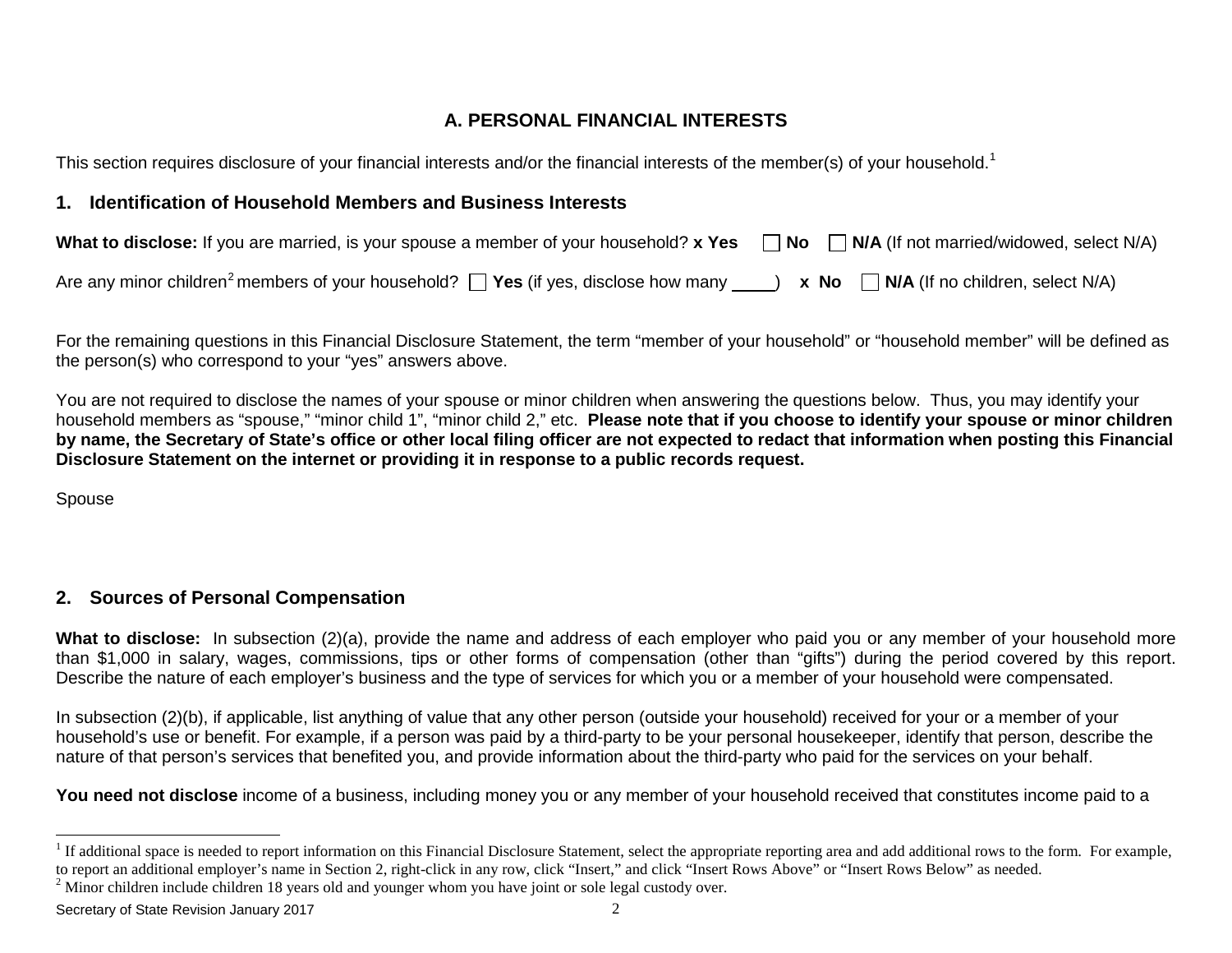## A. PERSONAL FINANCIAL INTERESTS

This section requires disclosure of your financial interests and/or the financial interests of the member(s) of your household.[1]

### 1. Identification of Household Members and Business Interests

**What to disclose:** If you are married, is your spouse a member of your household? **x Yes** ☐ **No** ☐ **N/A** (If not married/widowed, select N/A)

Are any minor children[2] members of your household? ☐ **Yes** (if yes, disclose how many ____) **x No** ☐ **N/A** (If no children, select N/A)

For the remaining questions in this Financial Disclosure Statement, the term "member of your household" or "household member" will be defined as the person(s) who correspond to your "yes" answers above.

You are not required to disclose the names of your spouse or minor children when answering the questions below. Thus, you may identify your household members as "spouse," "minor child 1", "minor child 2," etc. **Please note that if you choose to identify your spouse or minor children by name, the Secretary of State's office or other local filing officer are not expected to redact that information when posting this Financial Disclosure Statement on the internet or providing it in response to a public records request.**

Spouse

### 2. Sources of Personal Compensation

**What to disclose:** In subsection (2)(a), provide the name and address of each employer who paid you or any member of your household more than $1,000 in salary, wages, commissions, tips or other forms of compensation (other than "gifts") during the period covered by this report. Describe the nature of each employer's business and the type of services for which you or a member of your household were compensated.

In subsection (2)(b), if applicable, list anything of value that any other person (outside your household) received for your or a member of your household's use or benefit. For example, if a person was paid by a third-party to be your personal housekeeper, identify that person, describe the nature of that person's services that benefited you, and provide information about the third-party who paid for the services on your behalf.

**You need not disclose** income of a business, including money you or any member of your household received that constitutes income paid to a

---

[1] If additional space is needed to report information on this Financial Disclosure Statement, select the appropriate reporting area and add additional rows to the form. For example, to report an additional employer's name in Section 2, right-click in any row, click "Insert," and click "Insert Rows Above" or "Insert Rows Below" as needed.

[2] Minor children include children 18 years old and younger whom you have joint or sole legal custody over.

Secretary of State Revision January 2017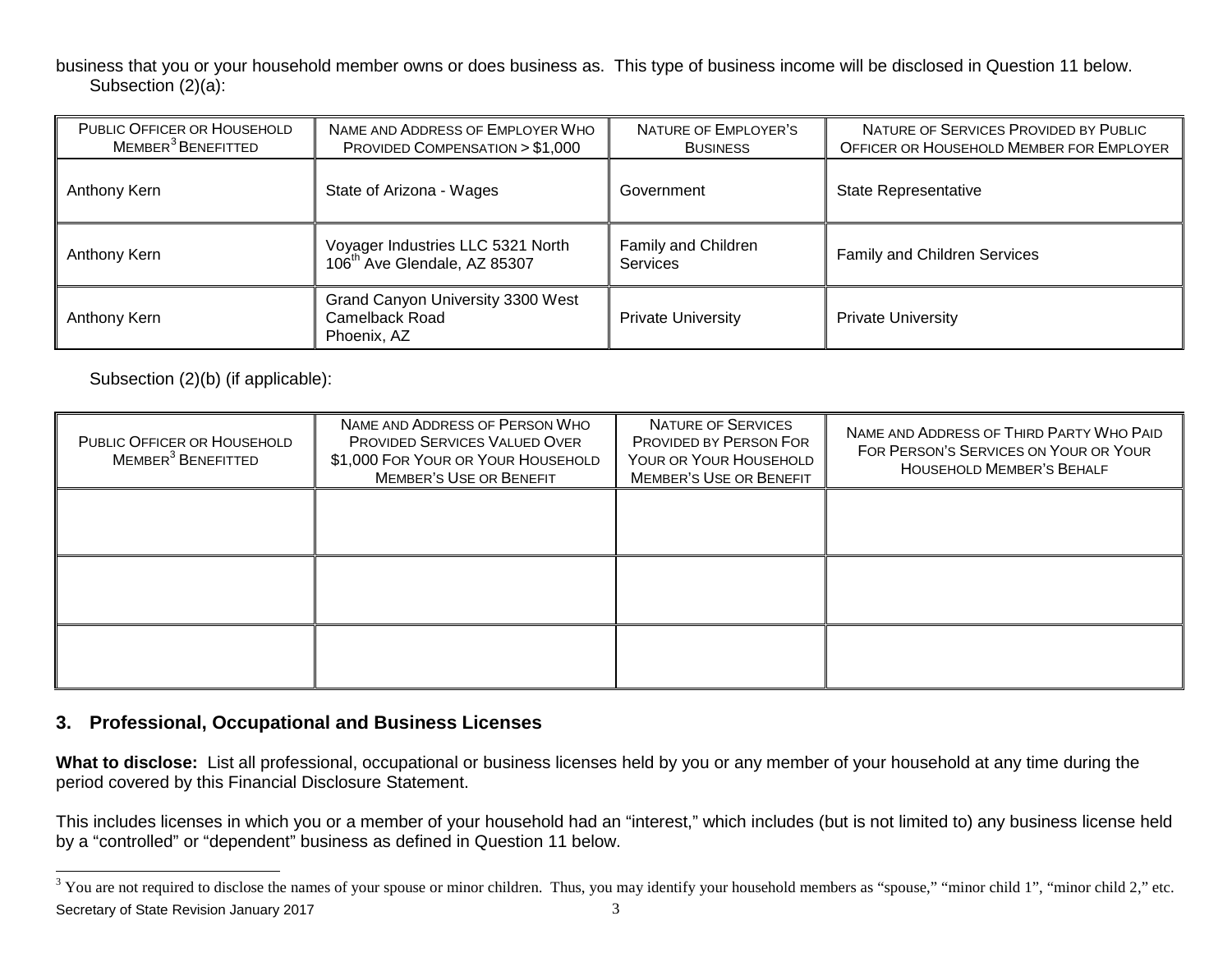business that you or your household member owns or does business as. This type of business income will be disclosed in Question 11 below.

Subsection (2)(a):

| PUBLIC OFFICER OR HOUSEHOLD MEMBER[3] BENEFITTED | NAME AND ADDRESS OF EMPLOYER WHO PROVIDED COMPENSATION > $1,000 | NATURE OF EMPLOYER'S BUSINESS | NATURE OF SERVICES PROVIDED BY PUBLIC OFFICER OR HOUSEHOLD MEMBER FOR EMPLOYER |
|---|---|---|---|
| Anthony Kern | State of Arizona - Wages | Government | State Representative |
| Anthony Kern | Voyager Industries LLC 5321 North 106th Ave Glendale, AZ 85307 | Family and Children Services | Family and Children Services |
| Anthony Kern | Grand Canyon University 3300 West Camelback Road Phoenix, AZ | Private University | Private University |

Subsection (2)(b) (if applicable):

| PUBLIC OFFICER OR HOUSEHOLD MEMBER[3] BENEFITTED | NAME AND ADDRESS OF PERSON WHO PROVIDED SERVICES VALUED OVER $1,000 FOR YOUR OR YOUR HOUSEHOLD MEMBER'S USE OR BENEFIT | NATURE OF SERVICES PROVIDED BY PERSON FOR YOUR OR YOUR HOUSEHOLD MEMBER'S USE OR BENEFIT | NAME AND ADDRESS OF THIRD PARTY WHO PAID FOR PERSON'S SERVICES ON YOUR OR YOUR HOUSEHOLD MEMBER'S BEHALF |
|---|---|---|---|
| | | | |
| | | | |
| | | | |

## 3. Professional, Occupational and Business Licenses

**What to disclose:** List all professional, occupational or business licenses held by you or any member of your household at any time during the period covered by this Financial Disclosure Statement.

This includes licenses in which you or a member of your household had an "interest," which includes (but is not limited to) any business license held by a "controlled" or "dependent" business as defined in Question 11 below.

[3] You are not required to disclose the names of your spouse or minor children. Thus, you may identify your household members as "spouse," "minor child 1", "minor child 2," etc.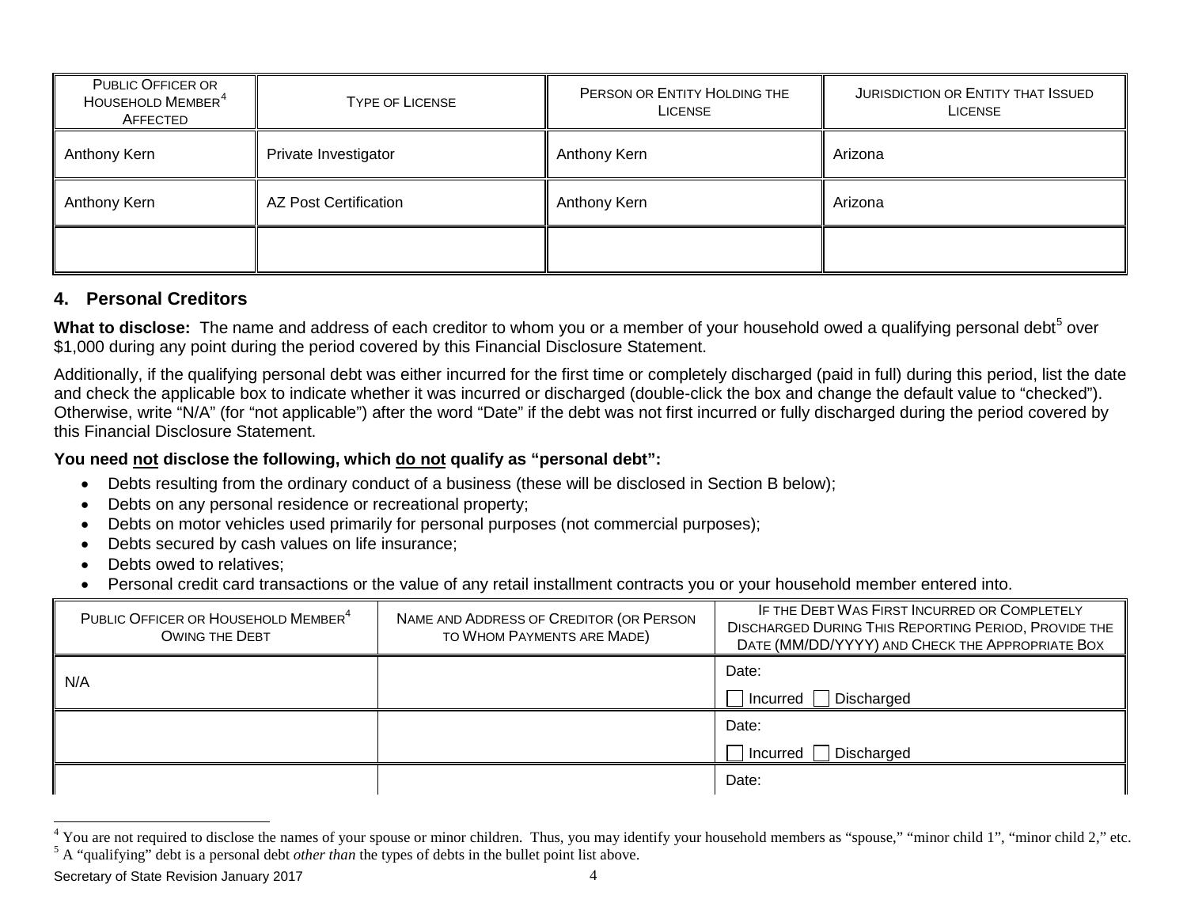| PUBLIC OFFICER OR HOUSEHOLD MEMBER[4] AFFECTED | TYPE OF LICENSE | PERSON OR ENTITY HOLDING THE LICENSE | JURISDICTION OR ENTITY THAT ISSUED LICENSE |
|---|---|---|---|
| Anthony Kern | Private Investigator | Anthony Kern | Arizona |
| Anthony Kern | AZ Post Certification | Anthony Kern | Arizona |
| | | | |

## 4. Personal Creditors

**What to disclose:** The name and address of each creditor to whom you or a member of your household owed a qualifying personal debt[5] over $1,000 during any point during the period covered by this Financial Disclosure Statement.

Additionally, if the qualifying personal debt was either incurred for the first time or completely discharged (paid in full) during this period, list the date and check the applicable box to indicate whether it was incurred or discharged (double-click the box and change the default value to "checked"). Otherwise, write "N/A" (for "not applicable") after the word "Date" if the debt was not first incurred or fully discharged during the period covered by this Financial Disclosure Statement.

**You need <u>not</u> disclose the following, which <u>do not</u> qualify as "personal debt":**

- Debts resulting from the ordinary conduct of a business (these will be disclosed in Section B below);
- Debts on any personal residence or recreational property;
- Debts on motor vehicles used primarily for personal purposes (not commercial purposes);
- Debts secured by cash values on life insurance;
- Debts owed to relatives;
- Personal credit card transactions or the value of any retail installment contracts you or your household member entered into.

| PUBLIC OFFICER OR HOUSEHOLD MEMBER[4] OWING THE DEBT | NAME AND ADDRESS OF CREDITOR (OR PERSON TO WHOM PAYMENTS ARE MADE) | IF THE DEBT WAS FIRST INCURRED OR COMPLETELY DISCHARGED DURING THIS REPORTING PERIOD, PROVIDE THE DATE (MM/DD/YYYY) AND CHECK THE APPROPRIATE BOX |
|---|---|---|
| N/A | | Date: ☐ Incurred ☐ Discharged |
| | | Date: ☐ Incurred ☐ Discharged |
| | | Date: |

[4] You are not required to disclose the names of your spouse or minor children. Thus, you may identify your household members as "spouse," "minor child 1", "minor child 2," etc.

[5] A "qualifying" debt is a personal debt *other than* the types of debts in the bullet point list above.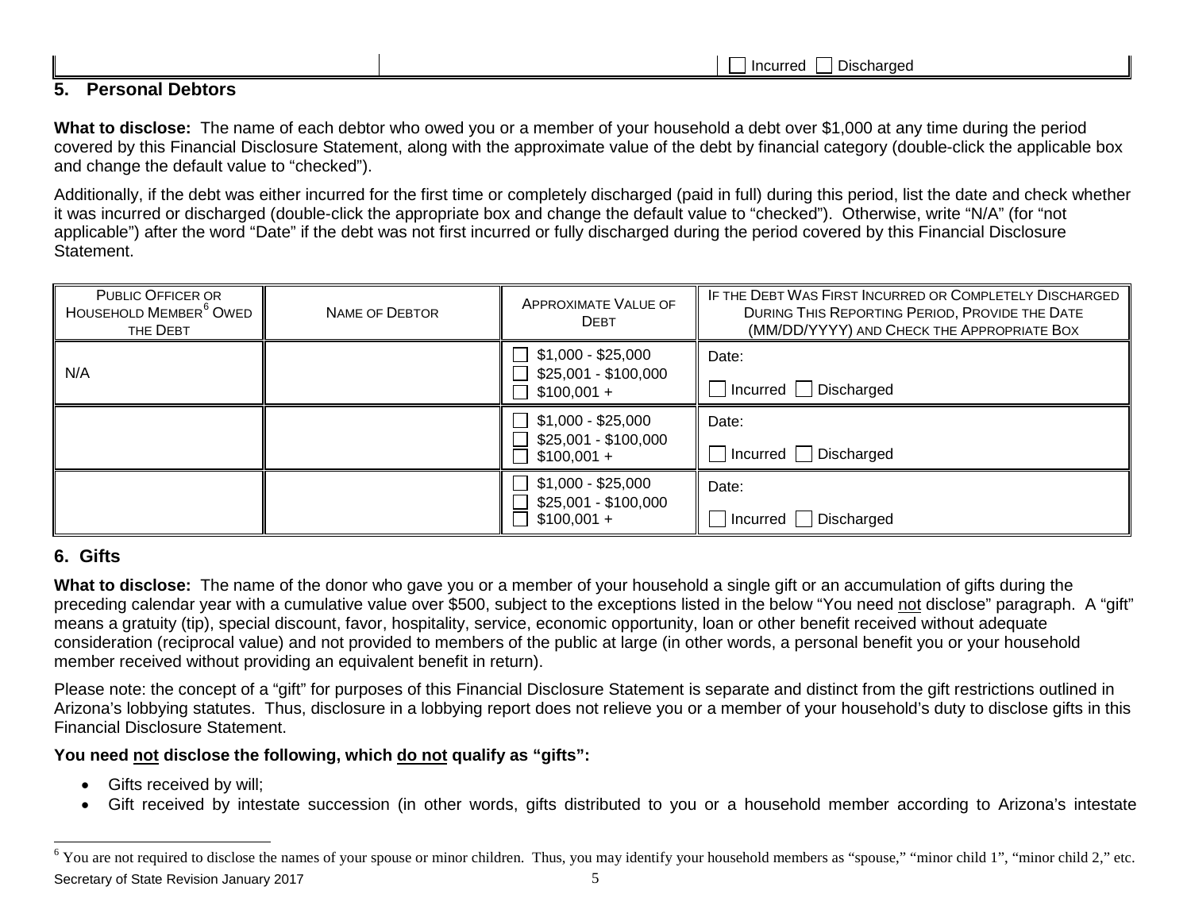| | | ☐ Incurred ☐ Discharged |
|---|---|---|

## 5. Personal Debtors

**What to disclose:** The name of each debtor who owed you or a member of your household a debt over $1,000 at any time during the period covered by this Financial Disclosure Statement, along with the approximate value of the debt by financial category (double-click the applicable box and change the default value to "checked").

Additionally, if the debt was either incurred for the first time or completely discharged (paid in full) during this period, list the date and check whether it was incurred or discharged (double-click the appropriate box and change the default value to "checked"). Otherwise, write "N/A" (for "not applicable") after the word "Date" if the debt was not first incurred or fully discharged during the period covered by this Financial Disclosure Statement.

| Public Officer or Household Member[6] Owed the Debt | Name of Debtor | Approximate Value of Debt | If the Debt Was First Incurred or Completely Discharged During This Reporting Period, Provide the Date (MM/DD/YYYY) and Check the Appropriate Box |
|---|---|---|---|
| N/A | | ☐ $1,000 - $25,000<br>☐ $25,001 - $100,000<br>☐ $100,001 + | Date:<br>☐ Incurred ☐ Discharged |
| | | ☐ $1,000 - $25,000<br>☐ $25,001 - $100,000<br>☐ $100,001 + | Date:<br>☐ Incurred ☐ Discharged |
| | | ☐ $1,000 - $25,000<br>☐ $25,001 - $100,000<br>☐ $100,001 + | Date:<br>☐ Incurred ☐ Discharged |

## 6. Gifts

**What to disclose:** The name of the donor who gave you or a member of your household a single gift or an accumulation of gifts during the preceding calendar year with a cumulative value over $500, subject to the exceptions listed in the below "You need not disclose" paragraph. A "gift" means a gratuity (tip), special discount, favor, hospitality, service, economic opportunity, loan or other benefit received without adequate consideration (reciprocal value) and not provided to members of the public at large (in other words, a personal benefit you or your household member received without providing an equivalent benefit in return).

Please note: the concept of a "gift" for purposes of this Financial Disclosure Statement is separate and distinct from the gift restrictions outlined in Arizona's lobbying statutes. Thus, disclosure in a lobbying report does not relieve you or a member of your household's duty to disclose gifts in this Financial Disclosure Statement.

**You need not disclose the following, which do not qualify as "gifts":**

- Gifts received by will;
- Gift received by intestate succession (in other words, gifts distributed to you or a household member according to Arizona's intestate

[6] You are not required to disclose the names of your spouse or minor children. Thus, you may identify your household members as "spouse," "minor child 1", "minor child 2," etc.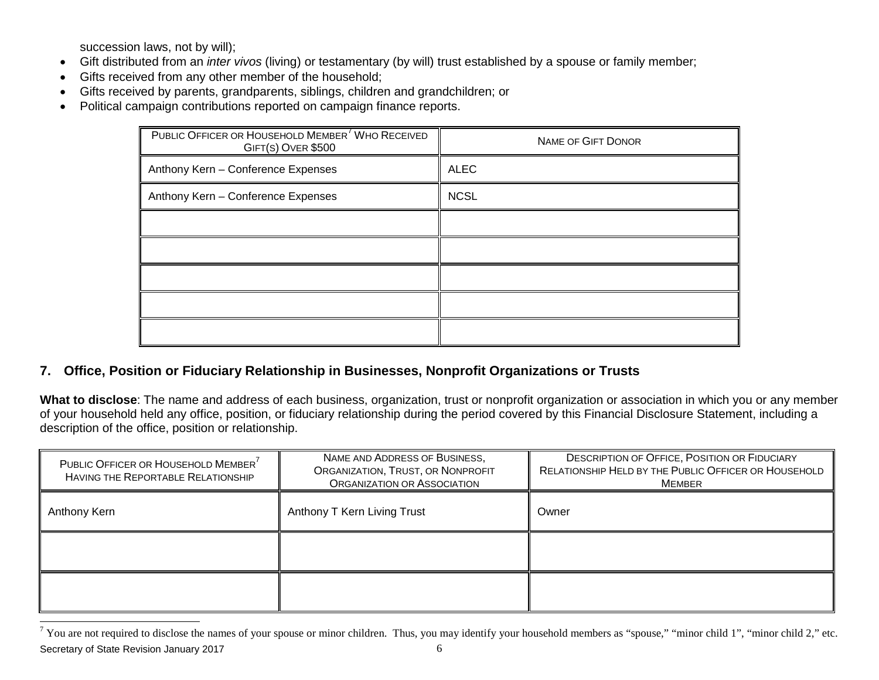succession laws, not by will);

- Gift distributed from an *inter vivos* (living) or testamentary (by will) trust established by a spouse or family member;
- Gifts received from any other member of the household;
- Gifts received by parents, grandparents, siblings, children and grandchildren; or
- Political campaign contributions reported on campaign finance reports.

| PUBLIC OFFICER OR HOUSEHOLD MEMBER[7] WHO RECEIVED GIFT(S) OVER $500 | NAME OF GIFT DONOR |
|---|---|
| Anthony Kern – Conference Expenses | ALEC |
| Anthony Kern – Conference Expenses | NCSL |
| | |
| | |
| | |
| | |
| | |

## 7. Office, Position or Fiduciary Relationship in Businesses, Nonprofit Organizations or Trusts

**What to disclose**: The name and address of each business, organization, trust or nonprofit organization or association in which you or any member of your household held any office, position, or fiduciary relationship during the period covered by this Financial Disclosure Statement, including a description of the office, position or relationship.

| PUBLIC OFFICER OR HOUSEHOLD MEMBER[7] HAVING THE REPORTABLE RELATIONSHIP | NAME AND ADDRESS OF BUSINESS, ORGANIZATION, TRUST, OR NONPROFIT ORGANIZATION OR ASSOCIATION | DESCRIPTION OF OFFICE, POSITION OR FIDUCIARY RELATIONSHIP HELD BY THE PUBLIC OFFICER OR HOUSEHOLD MEMBER |
|---|---|---|
| Anthony Kern | Anthony T Kern Living Trust | Owner |
| | | |
| | | |

[7] You are not required to disclose the names of your spouse or minor children. Thus, you may identify your household members as "spouse," "minor child 1", "minor child 2," etc.

Secretary of State Revision January 2017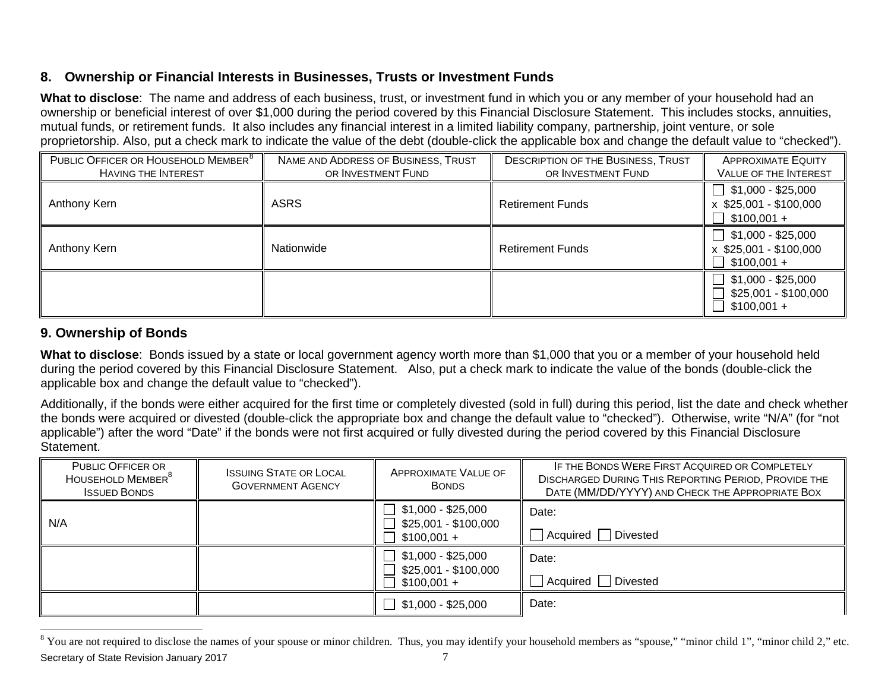## 8. Ownership or Financial Interests in Businesses, Trusts or Investment Funds

**What to disclose**: The name and address of each business, trust, or investment fund in which you or any member of your household had an ownership or beneficial interest of over $1,000 during the period covered by this Financial Disclosure Statement. This includes stocks, annuities, mutual funds, or retirement funds. It also includes any financial interest in a limited liability company, partnership, joint venture, or sole proprietorship. Also, put a check mark to indicate the value of the debt (double-click the applicable box and change the default value to "checked").

| Public Officer or Household Member[8] Having the Interest | Name and Address of Business, Trust or Investment Fund | Description of the Business, Trust or Investment Fund | Approximate Equity Value of the Interest |
|---|---|---|---|
| Anthony Kern | ASRS | Retirement Funds | ☐ $1,000 - $25,000<br>x $25,001 - $100,000<br>☐ $100,001 + |
| Anthony Kern | Nationwide | Retirement Funds | ☐ $1,000 - $25,000<br>x $25,001 - $100,000<br>☐ $100,001 + |
| | | | ☐ $1,000 - $25,000<br>☐ $25,001 - $100,000<br>☐ $100,001 + |

## 9. Ownership of Bonds

**What to disclose**: Bonds issued by a state or local government agency worth more than $1,000 that you or a member of your household held during the period covered by this Financial Disclosure Statement. Also, put a check mark to indicate the value of the bonds (double-click the applicable box and change the default value to "checked").

Additionally, if the bonds were either acquired for the first time or completely divested (sold in full) during this period, list the date and check whether the bonds were acquired or divested (double-click the appropriate box and change the default value to "checked"). Otherwise, write "N/A" (for "not applicable") after the word "Date" if the bonds were not first acquired or fully divested during the period covered by this Financial Disclosure Statement.

| Public Officer or Household Member[8] Issued Bonds | Issuing State or Local Government Agency | Approximate Value of Bonds | If the Bonds Were First Acquired or Completely Discharged During This Reporting Period, Provide the Date (MM/DD/YYYY) and Check the Appropriate Box |
|---|---|---|---|
| N/A | | ☐ $1,000 - $25,000<br>☐ $25,001 - $100,000<br>☐ $100,001 + | Date:<br>☐ Acquired ☐ Divested |
| | | ☐ $1,000 - $25,000<br>☐ $25,001 - $100,000<br>☐ $100,001 + | Date:<br>☐ Acquired ☐ Divested |
| | | ☐ $1,000 - $25,000 | Date: |

[8] You are not required to disclose the names of your spouse or minor children. Thus, you may identify your household members as "spouse," "minor child 1", "minor child 2," etc.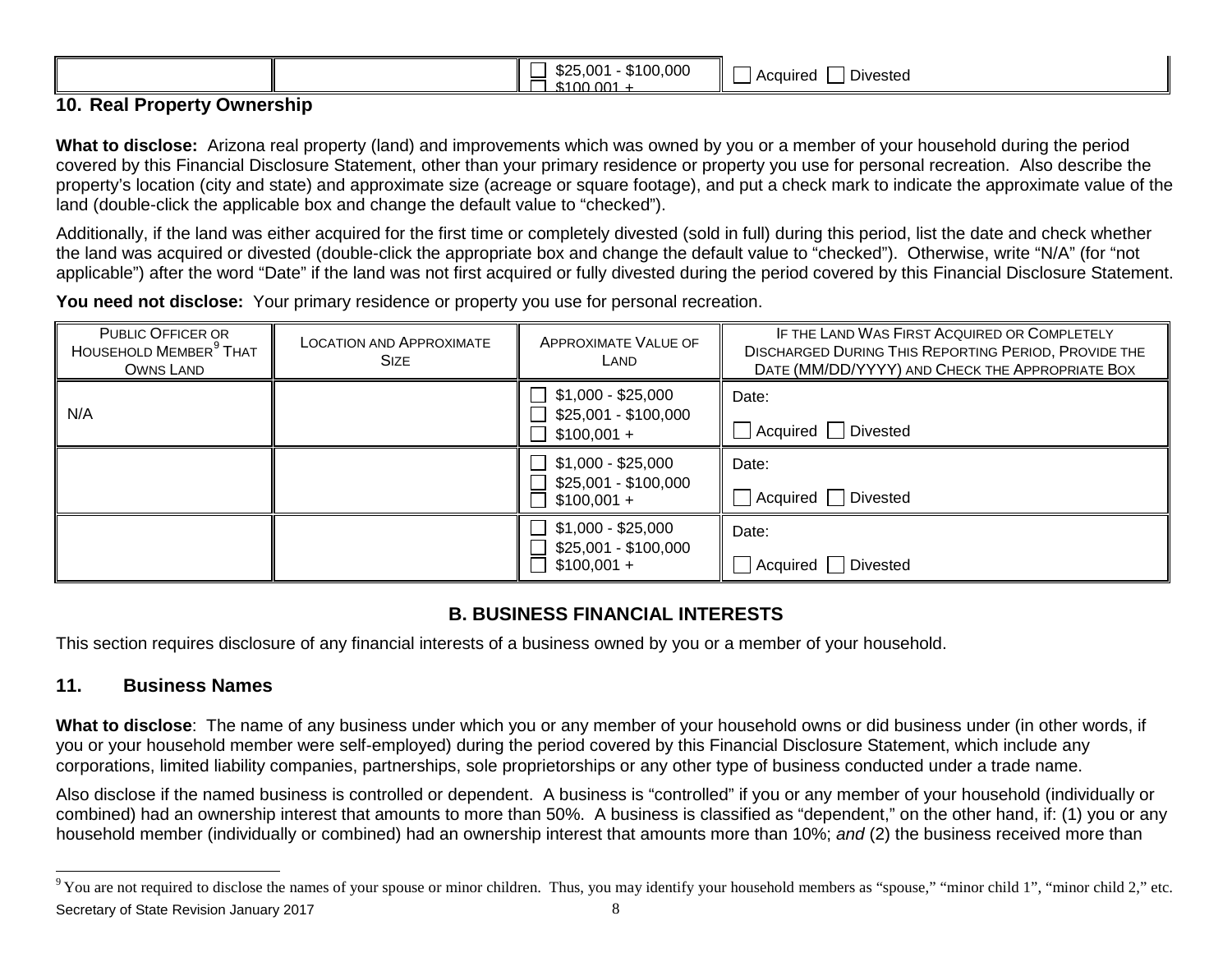| | | ☐ $25,001 - $100,000 ☐ $100,001 + | ☐ Acquired ☐ Divested |
|---|---|---|---|

## 10. Real Property Ownership

**What to disclose:** Arizona real property (land) and improvements which was owned by you or a member of your household during the period covered by this Financial Disclosure Statement, other than your primary residence or property you use for personal recreation. Also describe the property's location (city and state) and approximate size (acreage or square footage), and put a check mark to indicate the approximate value of the land (double-click the applicable box and change the default value to "checked").

Additionally, if the land was either acquired for the first time or completely divested (sold in full) during this period, list the date and check whether the land was acquired or divested (double-click the appropriate box and change the default value to "checked"). Otherwise, write "N/A" (for "not applicable") after the word "Date" if the land was not first acquired or fully divested during the period covered by this Financial Disclosure Statement.

**You need not disclose:** Your primary residence or property you use for personal recreation.

| PUBLIC OFFICER OR HOUSEHOLD MEMBER[9] THAT OWNS LAND | LOCATION AND APPROXIMATE SIZE | APPROXIMATE VALUE OF LAND | IF THE LAND WAS FIRST ACQUIRED OR COMPLETELY DISCHARGED DURING THIS REPORTING PERIOD, PROVIDE THE DATE (MM/DD/YYYY) AND CHECK THE APPROPRIATE BOX |
|---|---|---|---|
| N/A | | ☐ $1,000 - $25,000 ☐ $25,001 - $100,000 ☐ $100,001 + | Date: ☐ Acquired ☐ Divested |
| | | ☐ $1,000 - $25,000 ☐ $25,001 - $100,000 ☐ $100,001 + | Date: ☐ Acquired ☐ Divested |
| | | ☐ $1,000 - $25,000 ☐ $25,001 - $100,000 ☐ $100,001 + | Date: ☐ Acquired ☐ Divested |

# B. BUSINESS FINANCIAL INTERESTS

This section requires disclosure of any financial interests of a business owned by you or a member of your household.

## 11. Business Names

**What to disclose**: The name of any business under which you or any member of your household owns or did business under (in other words, if you or your household member were self-employed) during the period covered by this Financial Disclosure Statement, which include any corporations, limited liability companies, partnerships, sole proprietorships or any other type of business conducted under a trade name.

Also disclose if the named business is controlled or dependent. A business is "controlled" if you or any member of your household (individually or combined) had an ownership interest that amounts to more than 50%. A business is classified as "dependent," on the other hand, if: (1) you or any household member (individually or combined) had an ownership interest that amounts more than 10%; *and* (2) the business received more than

[9] You are not required to disclose the names of your spouse or minor children. Thus, you may identify your household members as "spouse," "minor child 1", "minor child 2," etc.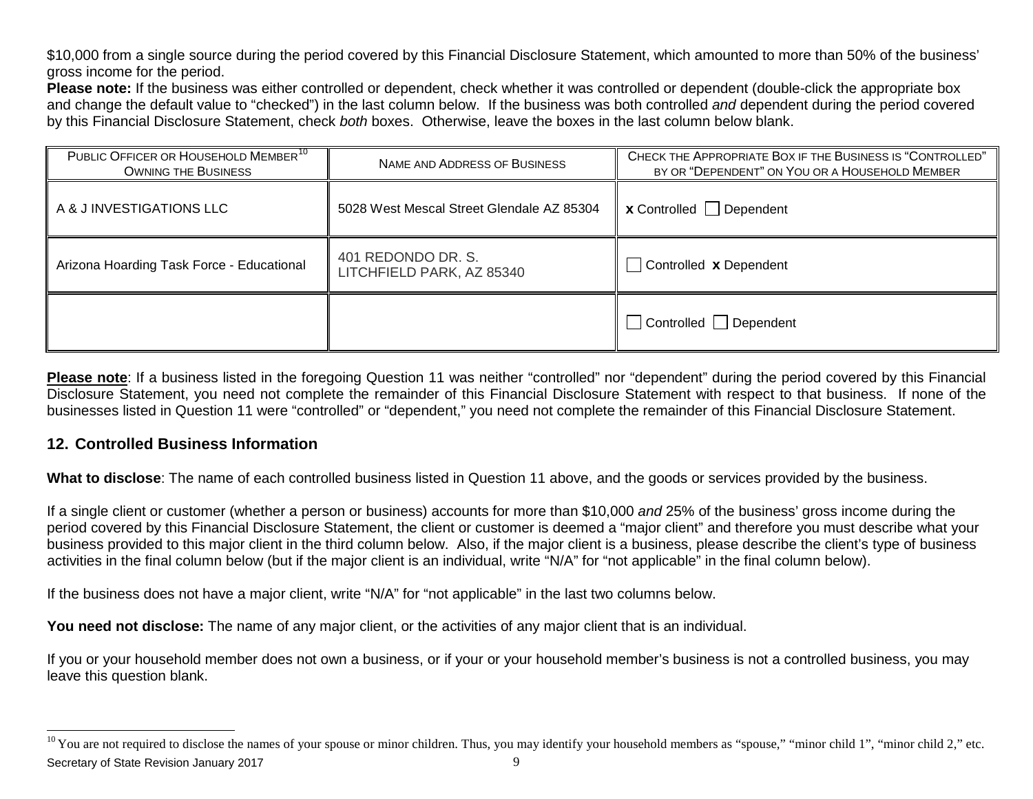$10,000 from a single source during the period covered by this Financial Disclosure Statement, which amounted to more than 50% of the business' gross income for the period.

**Please note:** If the business was either controlled or dependent, check whether it was controlled or dependent (double-click the appropriate box and change the default value to "checked") in the last column below. If the business was both controlled *and* dependent during the period covered by this Financial Disclosure Statement, check *both* boxes. Otherwise, leave the boxes in the last column below blank.

| Public Officer or Household Member[10] Owning the Business | Name and Address of Business | Check the Appropriate Box if the Business is "Controlled" by or "Dependent" on You or a Household Member |
|---|---|---|
| A & J INVESTIGATIONS LLC | 5028 West Mescal Street Glendale AZ 85304 | **x** Controlled ☐ Dependent |
| Arizona Hoarding Task Force - Educational | 401 REDONDO DR. S. LITCHFIELD PARK, AZ 85340 | ☐ Controlled **x** Dependent |
| | | ☐ Controlled ☐ Dependent |

**Please note**: If a business listed in the foregoing Question 11 was neither "controlled" nor "dependent" during the period covered by this Financial Disclosure Statement, you need not complete the remainder of this Financial Disclosure Statement with respect to that business. If none of the businesses listed in Question 11 were "controlled" or "dependent," you need not complete the remainder of this Financial Disclosure Statement.

## 12. Controlled Business Information

**What to disclose**: The name of each controlled business listed in Question 11 above, and the goods or services provided by the business.

If a single client or customer (whether a person or business) accounts for more than $10,000 *and* 25% of the business' gross income during the period covered by this Financial Disclosure Statement, the client or customer is deemed a "major client" and therefore you must describe what your business provided to this major client in the third column below. Also, if the major client is a business, please describe the client's type of business activities in the final column below (but if the major client is an individual, write "N/A" for "not applicable" in the final column below).

If the business does not have a major client, write "N/A" for "not applicable" in the last two columns below.

**You need not disclose:** The name of any major client, or the activities of any major client that is an individual.

If you or your household member does not own a business, or if your or your household member's business is not a controlled business, you may leave this question blank.

---

[10] You are not required to disclose the names of your spouse or minor children. Thus, you may identify your household members as "spouse," "minor child 1", "minor child 2," etc.

Secretary of State Revision January 2017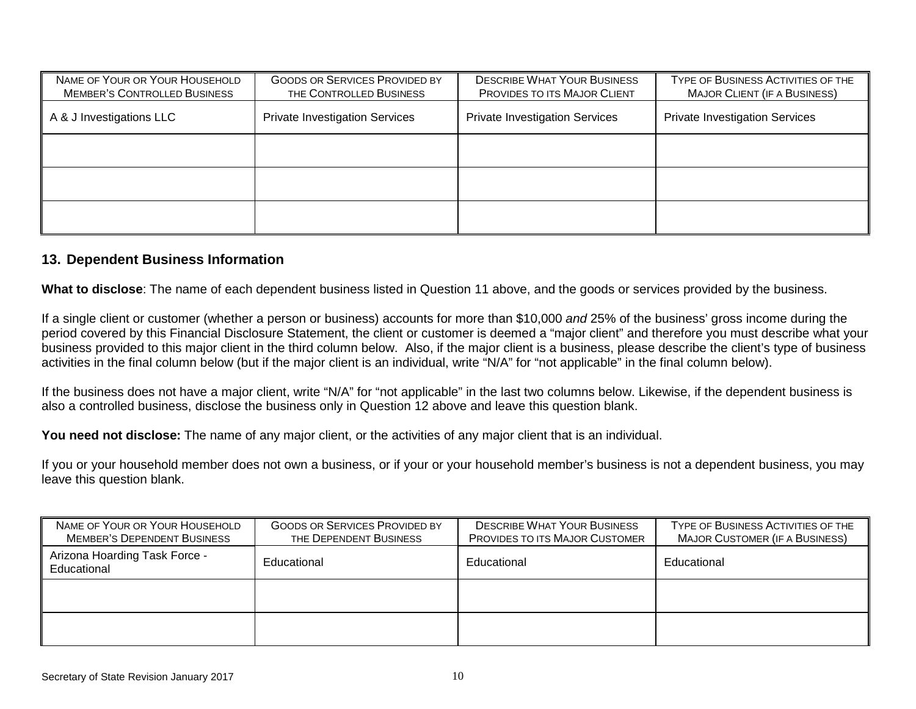| NAME OF YOUR OR YOUR HOUSEHOLD MEMBER'S CONTROLLED BUSINESS | GOODS OR SERVICES PROVIDED BY THE CONTROLLED BUSINESS | DESCRIBE WHAT YOUR BUSINESS PROVIDES TO ITS MAJOR CLIENT | TYPE OF BUSINESS ACTIVITIES OF THE MAJOR CLIENT (IF A BUSINESS) |
|---|---|---|---|
| A & J Investigations LLC | Private Investigation Services | Private Investigation Services | Private Investigation Services |
| | | | |
| | | | |
| | | | |

## 13. Dependent Business Information

**What to disclose**: The name of each dependent business listed in Question 11 above, and the goods or services provided by the business.

If a single client or customer (whether a person or business) accounts for more than $10,000 *and* 25% of the business' gross income during the period covered by this Financial Disclosure Statement, the client or customer is deemed a "major client" and therefore you must describe what your business provided to this major client in the third column below. Also, if the major client is a business, please describe the client's type of business activities in the final column below (but if the major client is an individual, write "N/A" for "not applicable" in the final column below).

If the business does not have a major client, write "N/A" for "not applicable" in the last two columns below. Likewise, if the dependent business is also a controlled business, disclose the business only in Question 12 above and leave this question blank.

**You need not disclose:** The name of any major client, or the activities of any major client that is an individual.

If you or your household member does not own a business, or if your or your household member's business is not a dependent business, you may leave this question blank.

| NAME OF YOUR OR YOUR HOUSEHOLD MEMBER'S DEPENDENT BUSINESS | GOODS OR SERVICES PROVIDED BY THE DEPENDENT BUSINESS | DESCRIBE WHAT YOUR BUSINESS PROVIDES TO ITS MAJOR CUSTOMER | TYPE OF BUSINESS ACTIVITIES OF THE MAJOR CUSTOMER (IF A BUSINESS) |
|---|---|---|---|
| Arizona Hoarding Task Force - Educational | Educational | Educational | Educational |
| | | | |
| | | | |

Secretary of State Revision January 2017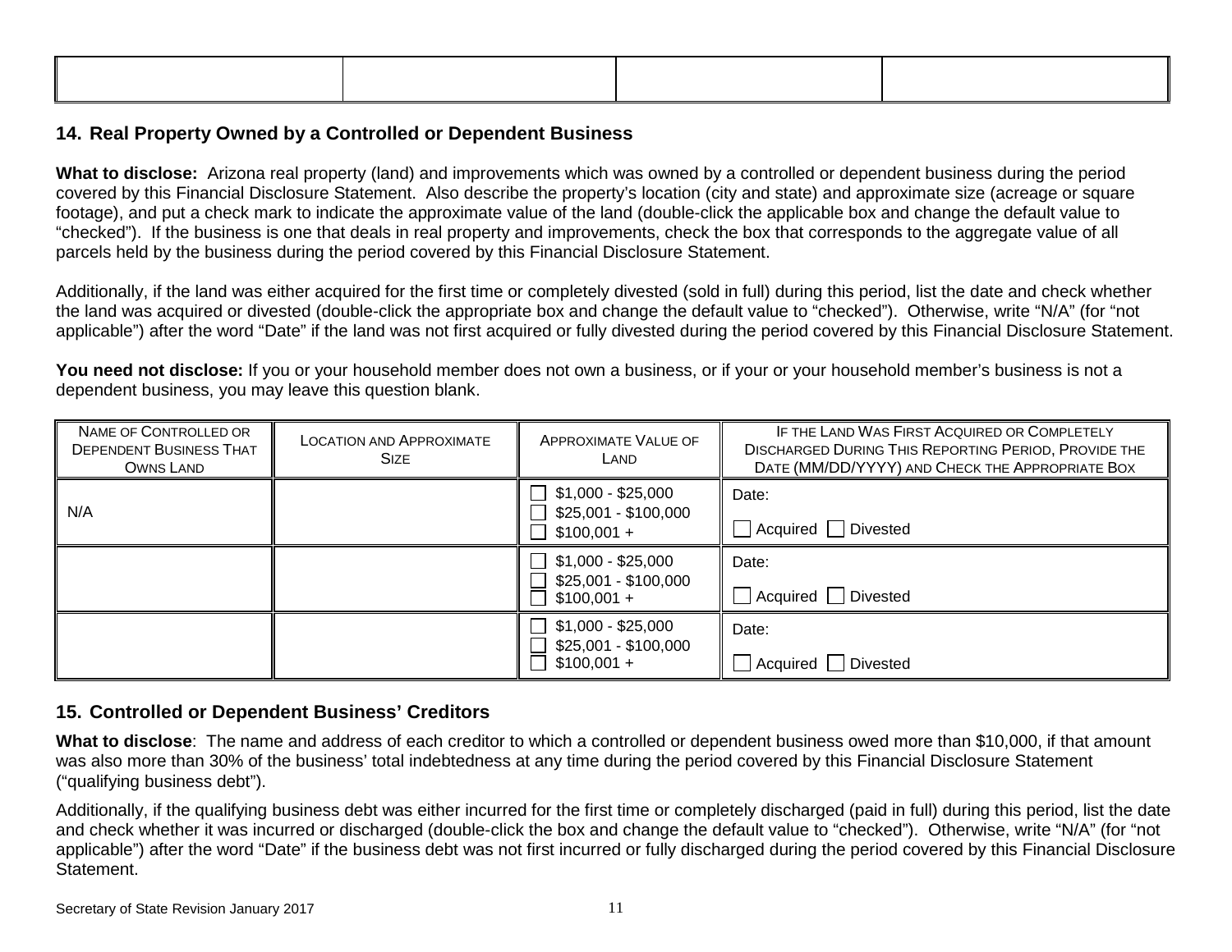| | | | |
|---|---|---|---|
| | | | |

## 14. Real Property Owned by a Controlled or Dependent Business

**What to disclose:** Arizona real property (land) and improvements which was owned by a controlled or dependent business during the period covered by this Financial Disclosure Statement. Also describe the property's location (city and state) and approximate size (acreage or square footage), and put a check mark to indicate the approximate value of the land (double-click the applicable box and change the default value to "checked"). If the business is one that deals in real property and improvements, check the box that corresponds to the aggregate value of all parcels held by the business during the period covered by this Financial Disclosure Statement.

Additionally, if the land was either acquired for the first time or completely divested (sold in full) during this period, list the date and check whether the land was acquired or divested (double-click the appropriate box and change the default value to "checked"). Otherwise, write "N/A" (for "not applicable") after the word "Date" if the land was not first acquired or fully divested during the period covered by this Financial Disclosure Statement.

**You need not disclose:** If you or your household member does not own a business, or if your or your household member's business is not a dependent business, you may leave this question blank.

| Name of Controlled or Dependent Business That Owns Land | Location and Approximate Size | Approximate Value of Land | If the Land Was First Acquired or Completely Discharged During This Reporting Period, Provide the Date (MM/DD/YYYY) and Check the Appropriate Box |
|---|---|---|---|
| N/A | | ☐ $1,000 - $25,000<br>☐ $25,001 - $100,000<br>☐ $100,001 + | Date:<br>☐ Acquired ☐ Divested |
| | | ☐ $1,000 - $25,000<br>☐ $25,001 - $100,000<br>☐ $100,001 + | Date:<br>☐ Acquired ☐ Divested |
| | | ☐ $1,000 - $25,000<br>☐ $25,001 - $100,000<br>☐ $100,001 + | Date:<br>☐ Acquired ☐ Divested |

## 15. Controlled or Dependent Business' Creditors

**What to disclose**: The name and address of each creditor to which a controlled or dependent business owed more than $10,000, if that amount was also more than 30% of the business' total indebtedness at any time during the period covered by this Financial Disclosure Statement ("qualifying business debt").

Additionally, if the qualifying business debt was either incurred for the first time or completely discharged (paid in full) during this period, list the date and check whether it was incurred or discharged (double-click the box and change the default value to "checked"). Otherwise, write "N/A" (for "not applicable") after the word "Date" if the business debt was not first incurred or fully discharged during the period covered by this Financial Disclosure Statement.

Secretary of State Revision January 2017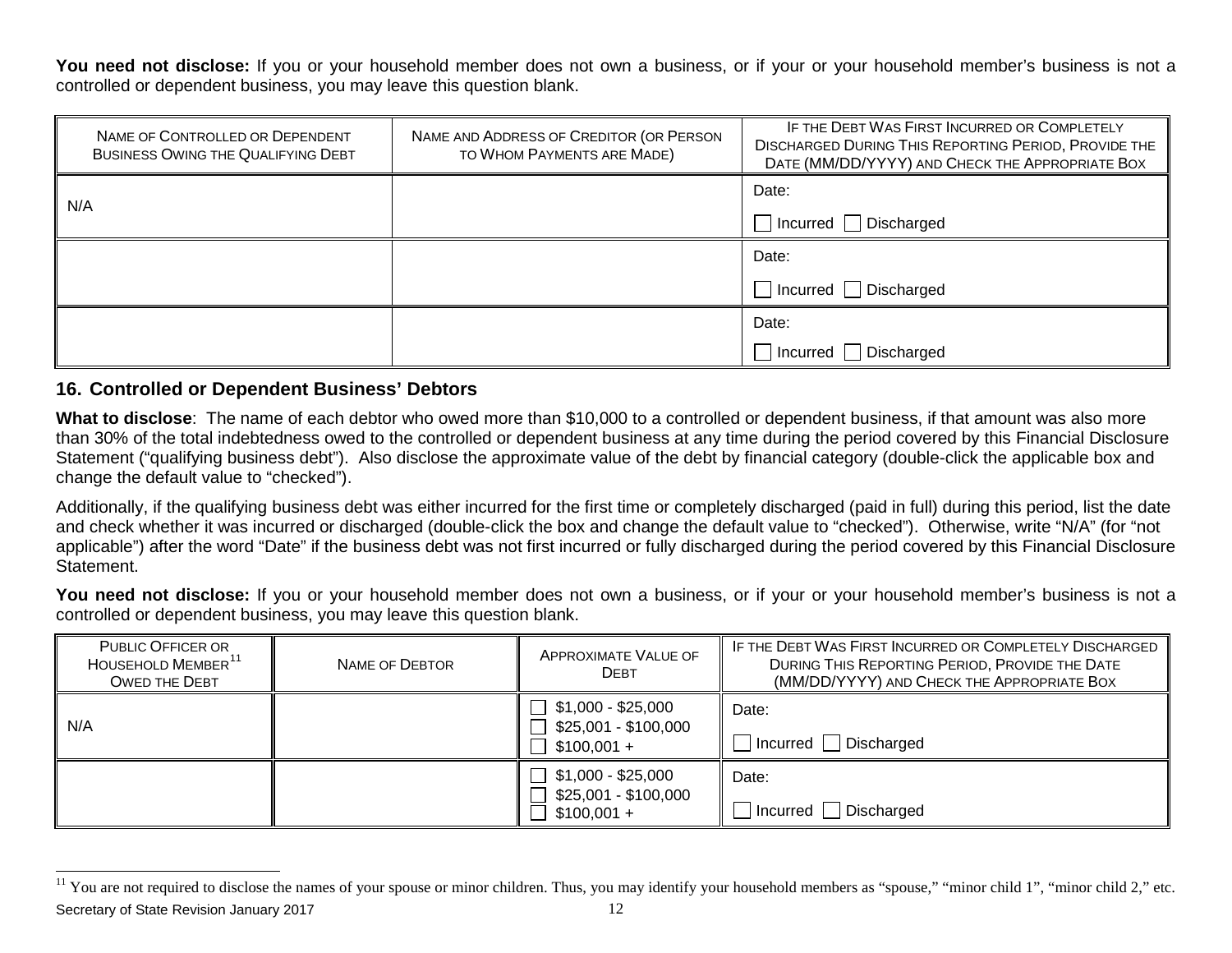**You need not disclose:** If you or your household member does not own a business, or if your or your household member's business is not a controlled or dependent business, you may leave this question blank.

| Name of Controlled or Dependent Business Owing the Qualifying Debt | Name and Address of Creditor (or Person to Whom Payments are Made) | If the Debt Was First Incurred or Completely Discharged During This Reporting Period, Provide the Date (MM/DD/YYYY) and Check the Appropriate Box |
|---|---|---|
| N/A | | Date: ☐ Incurred ☐ Discharged |
| | | Date: ☐ Incurred ☐ Discharged |
| | | Date: ☐ Incurred ☐ Discharged |

## 16. Controlled or Dependent Business' Debtors

**What to disclose**: The name of each debtor who owed more than $10,000 to a controlled or dependent business, if that amount was also more than 30% of the total indebtedness owed to the controlled or dependent business at any time during the period covered by this Financial Disclosure Statement ("qualifying business debt"). Also disclose the approximate value of the debt by financial category (double-click the applicable box and change the default value to "checked").

Additionally, if the qualifying business debt was either incurred for the first time or completely discharged (paid in full) during this period, list the date and check whether it was incurred or discharged (double-click the box and change the default value to "checked"). Otherwise, write "N/A" (for "not applicable") after the word "Date" if the business debt was not first incurred or fully discharged during the period covered by this Financial Disclosure Statement.

**You need not disclose:** If you or your household member does not own a business, or if your or your household member's business is not a controlled or dependent business, you may leave this question blank.

| Public Officer or Household Member[11] Owed the Debt | Name of Debtor | Approximate Value of Debt | If the Debt Was First Incurred or Completely Discharged During This Reporting Period, Provide the Date (MM/DD/YYYY) and Check the Appropriate Box |
|---|---|---|---|
| N/A | | ☐ $1,000 - $25,000 ☐ $25,001 - $100,000 ☐ $100,001 + | Date: ☐ Incurred ☐ Discharged |
| | | ☐ $1,000 - $25,000 ☐ $25,001 - $100,000 ☐ $100,001 + | Date: ☐ Incurred ☐ Discharged |

[11] You are not required to disclose the names of your spouse or minor children. Thus, you may identify your household members as "spouse," "minor child 1", "minor child 2," etc.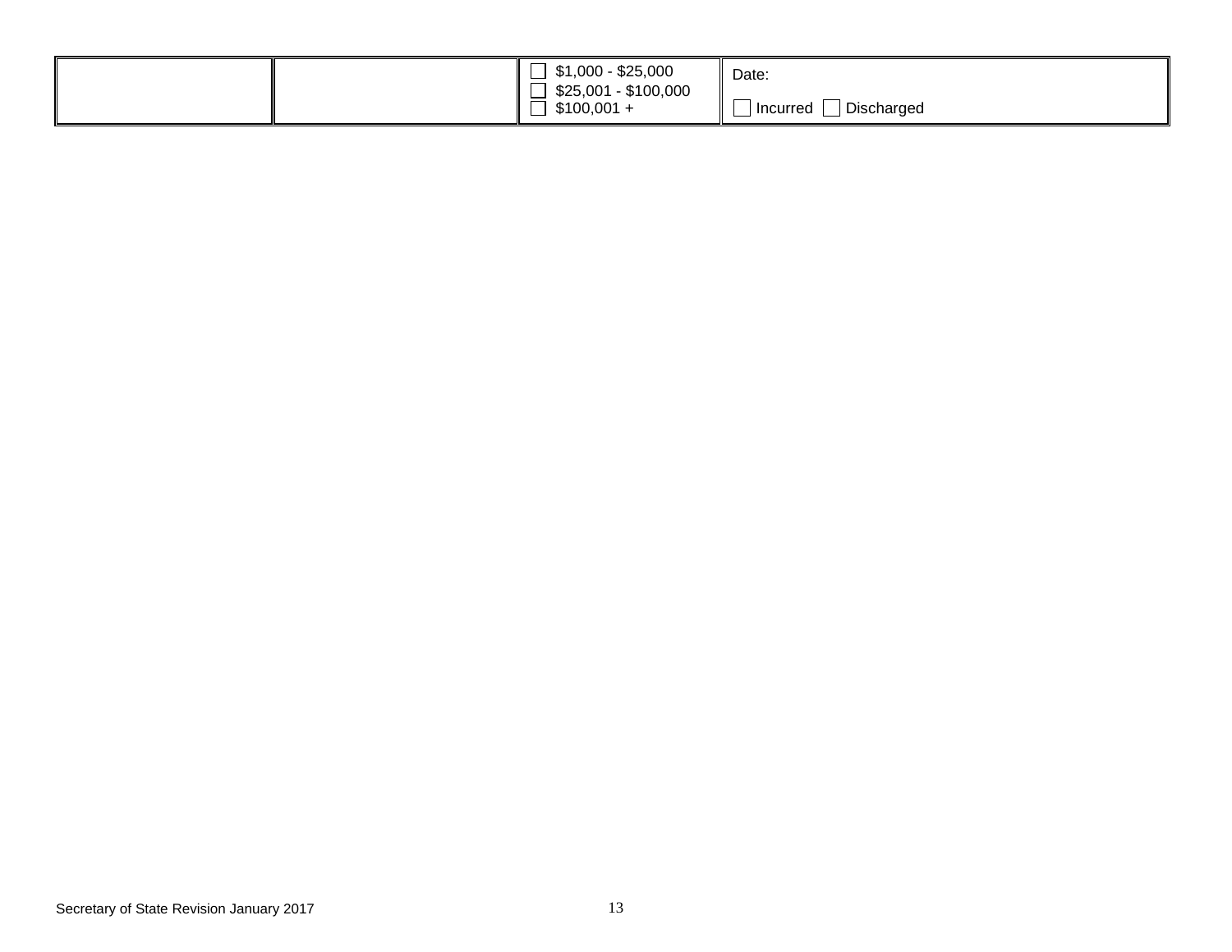| | | | |
|---|---|---|---|
| | | ☐ \$1,000 - \$25,000<br>☐ \$25,001 - \$100,000<br>☐ \$100,001 + | Date:<br><br>☐ Incurred ☐ Discharged |

Secretary of State Revision January 2017